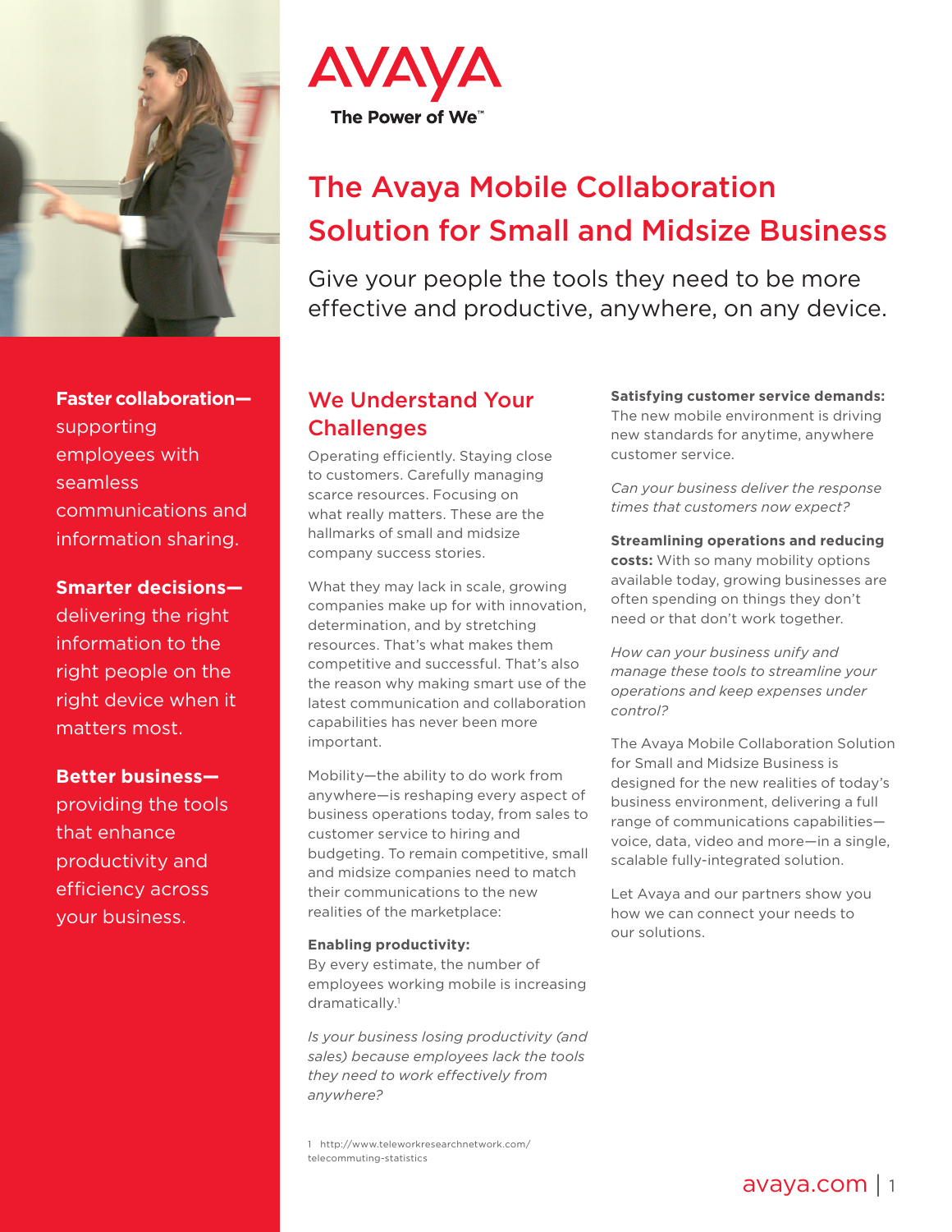AVAYA

The Power of We™

# The Avaya Mobile Collaboration Solution for Small and Midsize Business

Give your people the tools they need to be more effective and productive, anywhere, on any device.

**Faster collaboration—** supporting employees with seamless communications and information sharing.

**Smarter decisions—** delivering the right information to the right people on the right device when it matters most.

**Better business—** providing the tools that enhance productivity and efficiency across your business.

## We Understand Your Challenges

Operating efficiently. Staying close to customers. Carefully managing scarce resources. Focusing on what really matters. These are the hallmarks of small and midsize company success stories.

What they may lack in scale, growing companies make up for with innovation, determination, and by stretching resources. That's what makes them competitive and successful. That's also the reason why making smart use of the latest communication and collaboration capabilities has never been more important.

Mobility—the ability to do work from anywhere—is reshaping every aspect of business operations today, from sales to customer service to hiring and budgeting. To remain competitive, small and midsize companies need to match their communications to the new realities of the marketplace:

**Enabling productivity:**
By every estimate, the number of employees working mobile is increasing dramatically.[1]

*Is your business losing productivity (and sales) because employees lack the tools they need to work effectively from anywhere?*

**Satisfying customer service demands:** The new mobile environment is driving new standards for anytime, anywhere customer service.

*Can your business deliver the response times that customers now expect?*

**Streamlining operations and reducing costs:** With so many mobility options available today, growing businesses are often spending on things they don't need or that don't work together.

*How can your business unify and manage these tools to streamline your operations and keep expenses under control?*

The Avaya Mobile Collaboration Solution for Small and Midsize Business is designed for the new realities of today's business environment, delivering a full range of communications capabilities—voice, data, video and more—in a single, scalable fully-integrated solution.

Let Avaya and our partners show you how we can connect your needs to our solutions.

1 http://www.teleworkresearchnetwork.com/telecommuting-statistics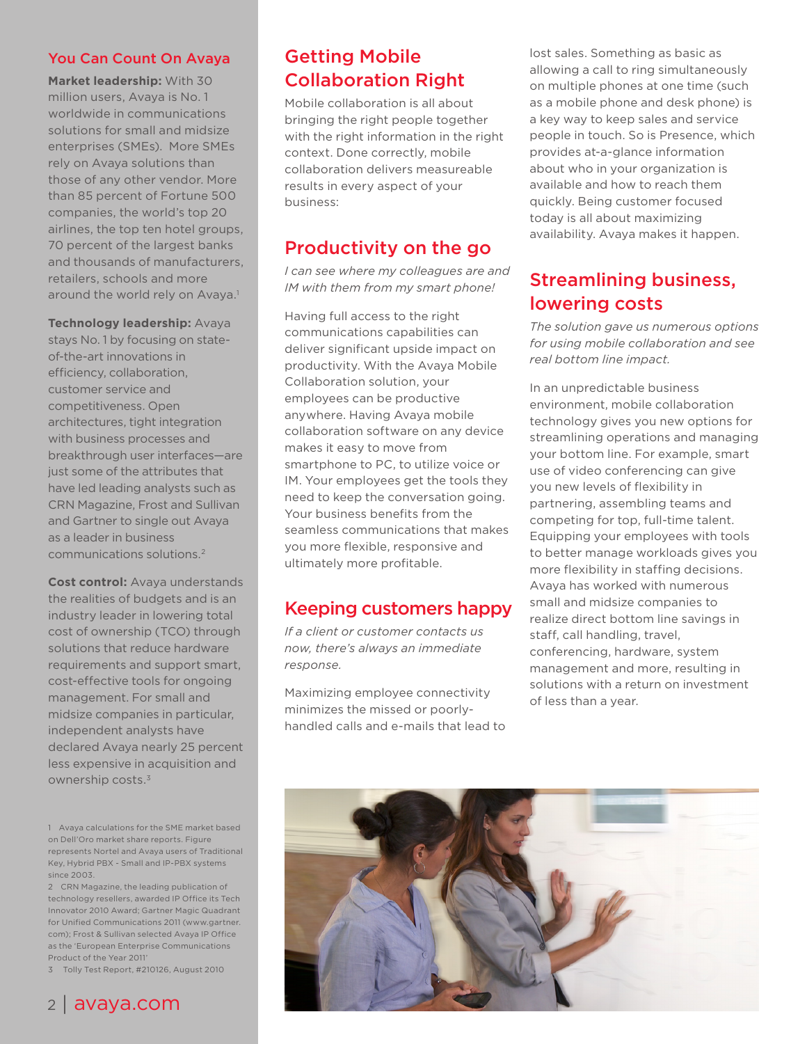## You Can Count On Avaya

**Market leadership:** With 30 million users, Avaya is No. 1 worldwide in communications solutions for small and midsize enterprises (SMEs). More SMEs rely on Avaya solutions than those of any other vendor. More than 85 percent of Fortune 500 companies, the world's top 20 airlines, the top ten hotel groups, 70 percent of the largest banks and thousands of manufacturers, retailers, schools and more around the world rely on Avaya.[1]

**Technology leadership:** Avaya stays No. 1 by focusing on state-of-the-art innovations in efficiency, collaboration, customer service and competitiveness. Open architectures, tight integration with business processes and breakthrough user interfaces—are just some of the attributes that have led leading analysts such as CRN Magazine, Frost and Sullivan and Gartner to single out Avaya as a leader in business communications solutions.[2]

**Cost control:** Avaya understands the realities of budgets and is an industry leader in lowering total cost of ownership (TCO) through solutions that reduce hardware requirements and support smart, cost-effective tools for ongoing management. For small and midsize companies in particular, independent analysts have declared Avaya nearly 25 percent less expensive in acquisition and ownership costs.[3]

1 Avaya calculations for the SME market based on Dell'Oro market share reports. Figure represents Nortel and Avaya users of Traditional Key, Hybrid PBX - Small and IP-PBX systems since 2003.

2 CRN Magazine, the leading publication of technology resellers, awarded IP Office its Tech Innovator 2010 Award; Gartner Magic Quadrant for Unified Communications 2011 (www.gartner.com); Frost & Sullivan selected Avaya IP Office as the 'European Enterprise Communications Product of the Year 2011'

3 Tolly Test Report, #210126, August 2010

## Getting Mobile Collaboration Right

Mobile collaboration is all about bringing the right people together with the right information in the right context. Done correctly, mobile collaboration delivers measureable results in every aspect of your business:

## Productivity on the go

*I can see where my colleagues are and IM with them from my smart phone!*

Having full access to the right communications capabilities can deliver significant upside impact on productivity. With the Avaya Mobile Collaboration solution, your employees can be productive anywhere. Having Avaya mobile collaboration software on any device makes it easy to move from smartphone to PC, to utilize voice or IM. Your employees get the tools they need to keep the conversation going. Your business benefits from the seamless communications that makes you more flexible, responsive and ultimately more profitable.

## Keeping customers happy

*If a client or customer contacts us now, there's always an immediate response.*

Maximizing employee connectivity minimizes the missed or poorly-handled calls and e-mails that lead to lost sales. Something as basic as allowing a call to ring simultaneously on multiple phones at one time (such as a mobile phone and desk phone) is a key way to keep sales and service people in touch. So is Presence, which provides at-a-glance information about who in your organization is available and how to reach them quickly. Being customer focused today is all about maximizing availability. Avaya makes it happen.

## Streamlining business, lowering costs

*The solution gave us numerous options for using mobile collaboration and see real bottom line impact.*

In an unpredictable business environment, mobile collaboration technology gives you new options for streamlining operations and managing your bottom line. For example, smart use of video conferencing can give you new levels of flexibility in partnering, assembling teams and competing for top, full-time talent. Equipping your employees with tools to better manage workloads gives you more flexibility in staffing decisions. Avaya has worked with numerous small and midsize companies to realize direct bottom line savings in staff, call handling, travel, conferencing, hardware, system management and more, resulting in solutions with a return on investment of less than a year.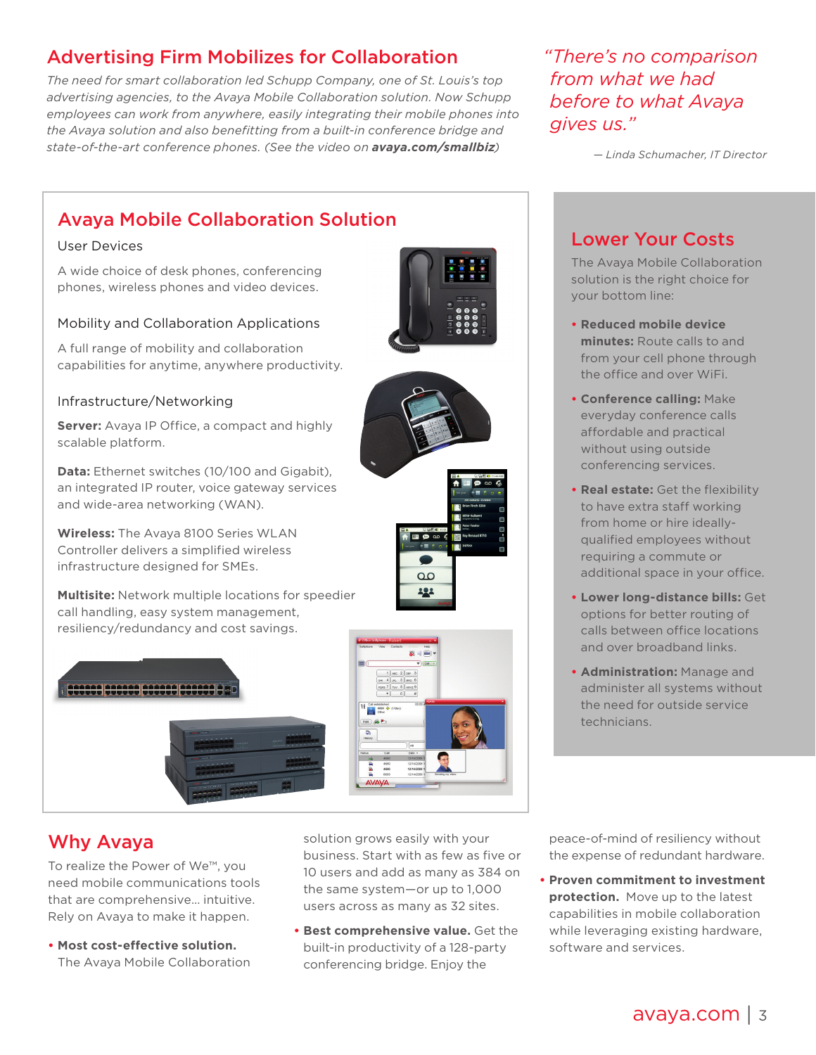## Advertising Firm Mobilizes for Collaboration

*The need for smart collaboration led Schupp Company, one of St. Louis's top advertising agencies, to the Avaya Mobile Collaboration solution. Now Schupp employees can work from anywhere, easily integrating their mobile phones into the Avaya solution and also benefitting from a built-in conference bridge and state-of-the-art conference phones. (See the video on* ***avaya.com/smallbiz****)*

*"There's no comparison from what we had before to what Avaya gives us."*

*— Linda Schumacher, IT Director*

## Avaya Mobile Collaboration Solution

### User Devices

A wide choice of desk phones, conferencing phones, wireless phones and video devices.

### Mobility and Collaboration Applications

A full range of mobility and collaboration capabilities for anytime, anywhere productivity.

### Infrastructure/Networking

**Server:** Avaya IP Office, a compact and highly scalable platform.

**Data:** Ethernet switches (10/100 and Gigabit), an integrated IP router, voice gateway services and wide-area networking (WAN).

**Wireless:** The Avaya 8100 Series WLAN Controller delivers a simplified wireless infrastructure designed for SMEs.

**Multisite:** Network multiple locations for speedier call handling, easy system management, resiliency/redundancy and cost savings.

## Lower Your Costs

The Avaya Mobile Collaboration solution is the right choice for your bottom line:

- **Reduced mobile device minutes:** Route calls to and from your cell phone through the office and over WiFi.
- **Conference calling:** Make everyday conference calls affordable and practical without using outside conferencing services.
- **Real estate:** Get the flexibility to have extra staff working from home or hire ideally-qualified employees without requiring a commute or additional space in your office.
- **Lower long-distance bills:** Get options for better routing of calls between office locations and over broadband links.
- **Administration:** Manage and administer all systems without the need for outside service technicians.

## Why Avaya

To realize the Power of We™, you need mobile communications tools that are comprehensive... intuitive. Rely on Avaya to make it happen.

- **Most cost-effective solution.** The Avaya Mobile Collaboration solution grows easily with your business. Start with as few as five or 10 users and add as many as 384 on the same system—or up to 1,000 users across as many as 32 sites.
- **Best comprehensive value.** Get the built-in productivity of a 128-party conferencing bridge. Enjoy the peace-of-mind of resiliency without the expense of redundant hardware.
- **Proven commitment to investment protection.** Move up to the latest capabilities in mobile collaboration while leveraging existing hardware, software and services.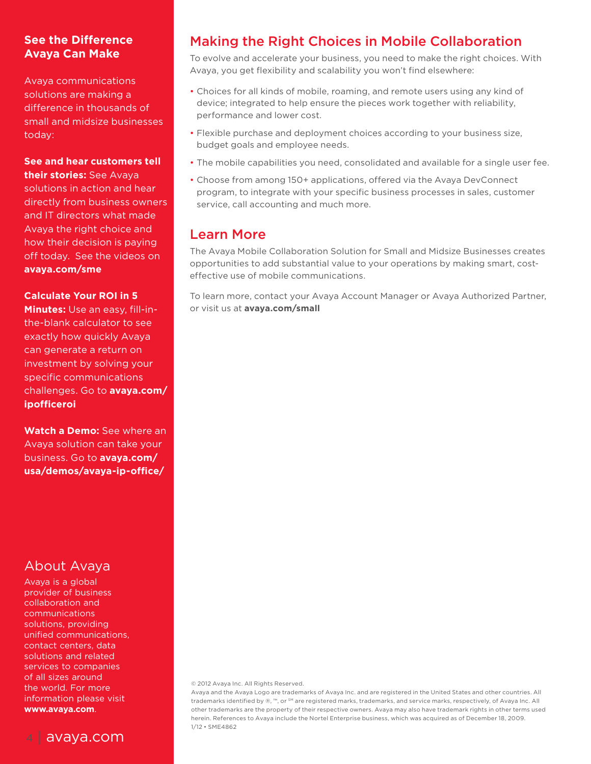## See the Difference Avaya Can Make

Avaya communications solutions are making a difference in thousands of small and midsize businesses today:

**See and hear customers tell their stories:** See Avaya solutions in action and hear directly from business owners and IT directors what made Avaya the right choice and how their decision is paying off today. See the videos on **avaya.com/sme**

**Calculate Your ROI in 5 Minutes:** Use an easy, fill-in-the-blank calculator to see exactly how quickly Avaya can generate a return on investment by solving your specific communications challenges. Go to **avaya.com/ipofficeroi**

**Watch a Demo:** See where an Avaya solution can take your business. Go to **avaya.com/usa/demos/avaya-ip-office/**

## About Avaya

Avaya is a global provider of business collaboration and communications solutions, providing unified communications, contact centers, data solutions and related services to companies of all sizes around the world. For more information please visit **www.avaya.com**.

## Making the Right Choices in Mobile Collaboration

To evolve and accelerate your business, you need to make the right choices. With Avaya, you get flexibility and scalability you won't find elsewhere:

- Choices for all kinds of mobile, roaming, and remote users using any kind of device; integrated to help ensure the pieces work together with reliability, performance and lower cost.
- Flexible purchase and deployment choices according to your business size, budget goals and employee needs.
- The mobile capabilities you need, consolidated and available for a single user fee.
- Choose from among 150+ applications, offered via the Avaya DevConnect program, to integrate with your specific business processes in sales, customer service, call accounting and much more.

## Learn More

The Avaya Mobile Collaboration Solution for Small and Midsize Businesses creates opportunities to add substantial value to your operations by making smart, cost-effective use of mobile communications.

To learn more, contact your Avaya Account Manager or Avaya Authorized Partner, or visit us at **avaya.com/small**

© 2012 Avaya Inc. All Rights Reserved.
Avaya and the Avaya Logo are trademarks of Avaya Inc. and are registered in the United States and other countries. All trademarks identified by ®, ™, or ℠ are registered marks, trademarks, and service marks, respectively, of Avaya Inc. All other trademarks are the property of their respective owners. Avaya may also have trademark rights in other terms used herein. References to Avaya include the Nortel Enterprise business, which was acquired as of December 18, 2009.
1/12 • SME4862